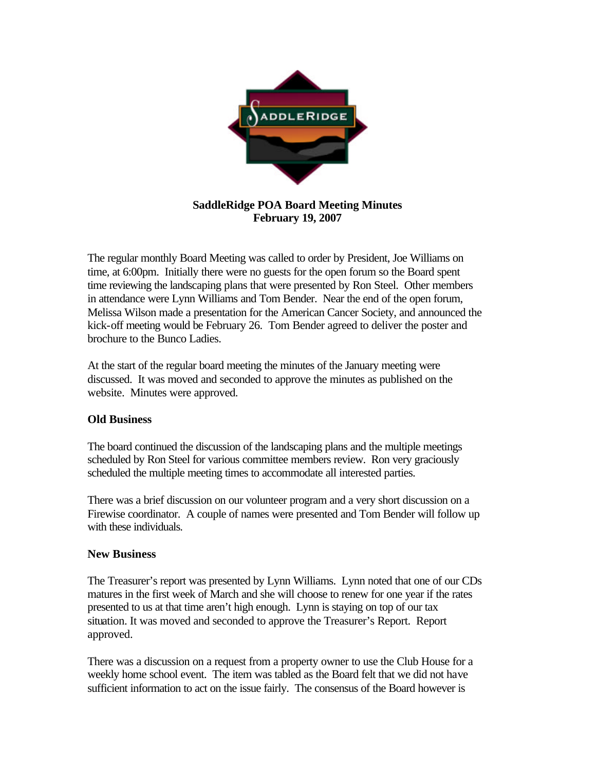**SaddleRidge POA Board Meeting Minutes**
**February 19, 2007**

The regular monthly Board Meeting was called to order by President, Joe Williams on time, at 6:00pm. Initially there were no guests for the open forum so the Board spent time reviewing the landscaping plans that were presented by Ron Steel. Other members in attendance were Lynn Williams and Tom Bender. Near the end of the open forum, Melissa Wilson made a presentation for the American Cancer Society, and announced the kick-off meeting would be February 26. Tom Bender agreed to deliver the poster and brochure to the Bunco Ladies.

At the start of the regular board meeting the minutes of the January meeting were discussed. It was moved and seconded to approve the minutes as published on the website. Minutes were approved.

**Old Business**

The board continued the discussion of the landscaping plans and the multiple meetings scheduled by Ron Steel for various committee members review. Ron very graciously scheduled the multiple meeting times to accommodate all interested parties.

There was a brief discussion on our volunteer program and a very short discussion on a Firewise coordinator. A couple of names were presented and Tom Bender will follow up with these individuals.

**New Business**

The Treasurer's report was presented by Lynn Williams. Lynn noted that one of our CDs matures in the first week of March and she will choose to renew for one year if the rates presented to us at that time aren't high enough. Lynn is staying on top of our tax situation. It was moved and seconded to approve the Treasurer's Report. Report approved.

There was a discussion on a request from a property owner to use the Club House for a weekly home school event. The item was tabled as the Board felt that we did not have sufficient information to act on the issue fairly. The consensus of the Board however is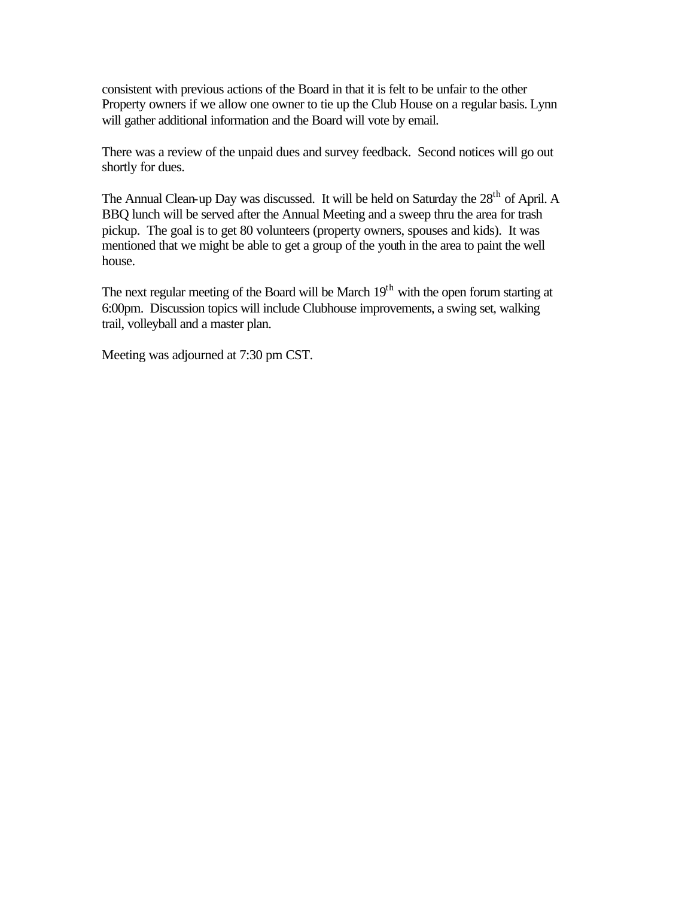consistent with previous actions of the Board in that it is felt to be unfair to the other Property owners if we allow one owner to tie up the Club House on a regular basis. Lynn will gather additional information and the Board will vote by email.

There was a review of the unpaid dues and survey feedback. Second notices will go out shortly for dues.

The Annual Clean-up Day was discussed. It will be held on Saturday the 28th of April. A BBQ lunch will be served after the Annual Meeting and a sweep thru the area for trash pickup. The goal is to get 80 volunteers (property owners, spouses and kids). It was mentioned that we might be able to get a group of the youth in the area to paint the well house.

The next regular meeting of the Board will be March 19th with the open forum starting at 6:00pm. Discussion topics will include Clubhouse improvements, a swing set, walking trail, volleyball and a master plan.

Meeting was adjourned at 7:30 pm CST.